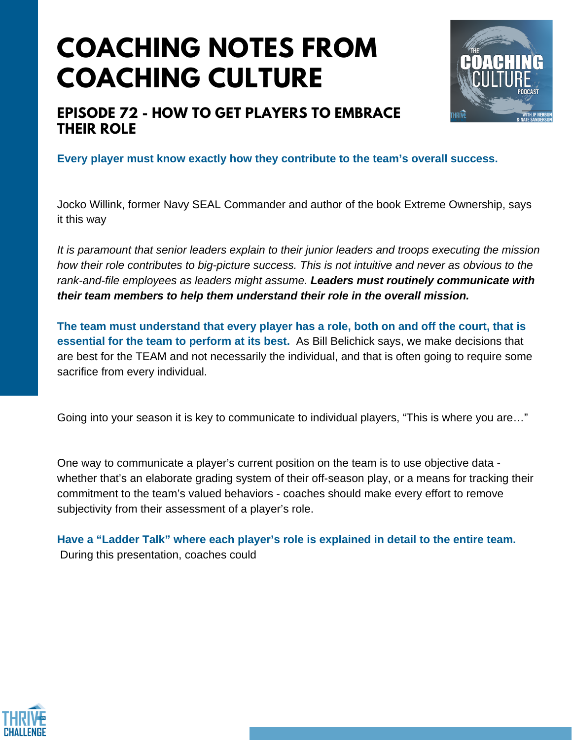# COACHING NOTES FROM COACHING CULTURE

## EPISODE 72 - HOW TO GET PLAYERS TO EMBRACE THEIR ROLE

**Every player must know exactly how they contribute to the team's overall success.**

Jocko Willink, former Navy SEAL Commander and author of the book Extreme Ownership, says it this way

*It is paramount that senior leaders explain to their junior leaders and troops executing the mission how their role contributes to big-picture success. This is not intuitive and never as obvious to the rank-and-file employees as leaders might assume.* ***Leaders must routinely communicate with their team members to help them understand their role in the overall mission.***

**The team must understand that every player has a role, both on and off the court, that is essential for the team to perform at its best.** As Bill Belichick says, we make decisions that are best for the TEAM and not necessarily the individual, and that is often going to require some sacrifice from every individual.

Going into your season it is key to communicate to individual players, "This is where you are…"

One way to communicate a player's current position on the team is to use objective data - whether that's an elaborate grading system of their off-season play, or a means for tracking their commitment to the team's valued behaviors - coaches should make every effort to remove subjectivity from their assessment of a player's role.

**Have a "Ladder Talk" where each player's role is explained in detail to the entire team.** During this presentation, coaches could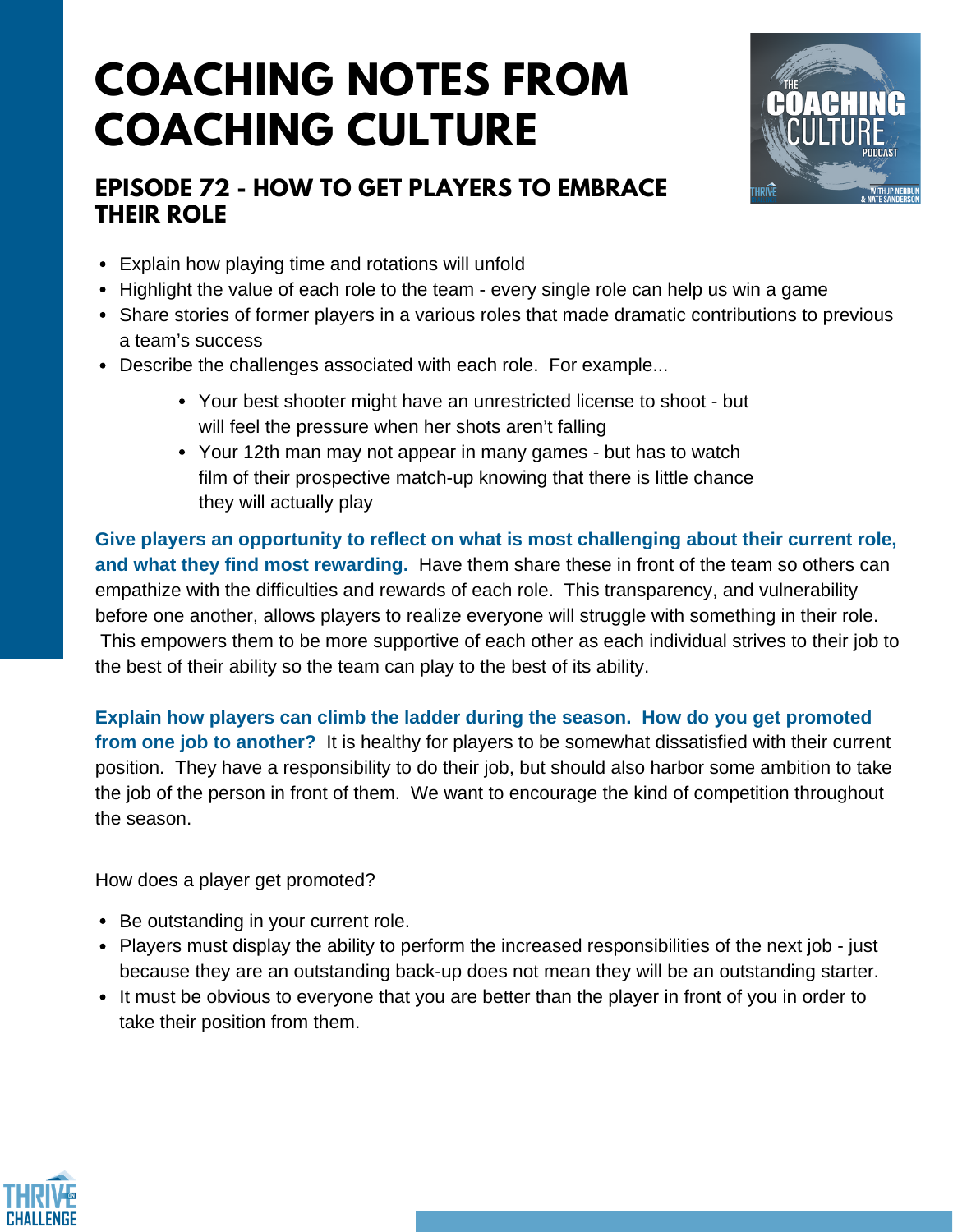# COACHING NOTES FROM COACHING CULTURE

## EPISODE 72 - HOW TO GET PLAYERS TO EMBRACE THEIR ROLE

- Explain how playing time and rotations will unfold
- Highlight the value of each role to the team - every single role can help us win a game
- Share stories of former players in a various roles that made dramatic contributions to previous a team's success
- Describe the challenges associated with each role. For example...
    - Your best shooter might have an unrestricted license to shoot - but will feel the pressure when her shots aren't falling
    - Your 12th man may not appear in many games - but has to watch film of their prospective match-up knowing that there is little chance they will actually play

**Give players an opportunity to reflect on what is most challenging about their current role, and what they find most rewarding.** Have them share these in front of the team so others can empathize with the difficulties and rewards of each role. This transparency, and vulnerability before one another, allows players to realize everyone will struggle with something in their role. This empowers them to be more supportive of each other as each individual strives to their job to the best of their ability so the team can play to the best of its ability.

**Explain how players can climb the ladder during the season. How do you get promoted from one job to another?** It is healthy for players to be somewhat dissatisfied with their current position. They have a responsibility to do their job, but should also harbor some ambition to take the job of the person in front of them. We want to encourage the kind of competition throughout the season.

How does a player get promoted?

- Be outstanding in your current role.
- Players must display the ability to perform the increased responsibilities of the next job - just because they are an outstanding back-up does not mean they will be an outstanding starter.
- It must be obvious to everyone that you are better than the player in front of you in order to take their position from them.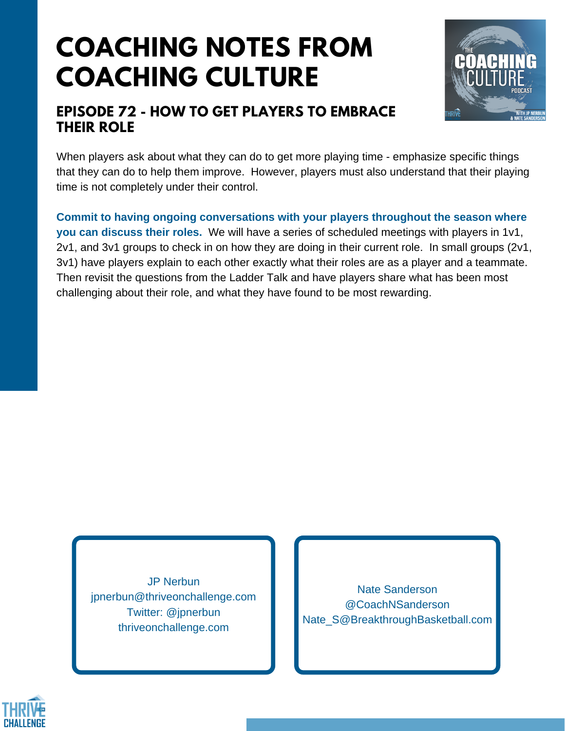# COACHING NOTES FROM COACHING CULTURE

## EPISODE 72 - HOW TO GET PLAYERS TO EMBRACE THEIR ROLE

When players ask about what they can do to get more playing time - emphasize specific things that they can do to help them improve. However, players must also understand that their playing time is not completely under their control.

**Commit to having ongoing conversations with your players throughout the season where you can discuss their roles.** We will have a series of scheduled meetings with players in 1v1, 2v1, and 3v1 groups to check in on how they are doing in their current role. In small groups (2v1, 3v1) have players explain to each other exactly what their roles are as a player and a teammate. Then revisit the questions from the Ladder Talk and have players share what has been most challenging about their role, and what they have found to be most rewarding.

JP Nerbun
jpnerbun@thriveonchallenge.com
Twitter: @jpnerbun
thriveonchallenge.com

Nate Sanderson
@CoachNSanderson
Nate_S@BreakthroughBasketball.com